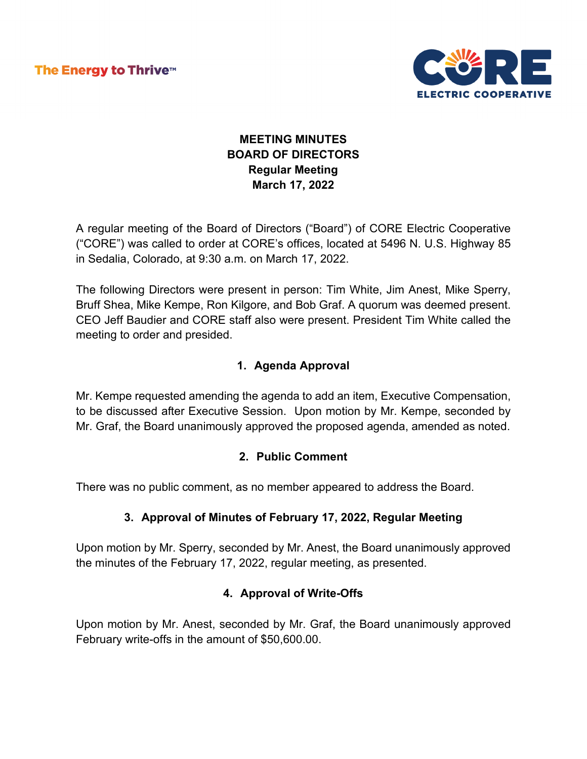The Energy to Thrive™

CORE ELECTRIC COOPERATIVE

# MEETING MINUTES
# BOARD OF DIRECTORS
## Regular Meeting
## March 17, 2022

A regular meeting of the Board of Directors ("Board") of CORE Electric Cooperative ("CORE") was called to order at CORE's offices, located at 5496 N. U.S. Highway 85 in Sedalia, Colorado, at 9:30 a.m. on March 17, 2022.

The following Directors were present in person: Tim White, Jim Anest, Mike Sperry, Bruff Shea, Mike Kempe, Ron Kilgore, and Bob Graf. A quorum was deemed present. CEO Jeff Baudier and CORE staff also were present. President Tim White called the meeting to order and presided.

### 1. Agenda Approval

Mr. Kempe requested amending the agenda to add an item, Executive Compensation, to be discussed after Executive Session. Upon motion by Mr. Kempe, seconded by Mr. Graf, the Board unanimously approved the proposed agenda, amended as noted.

### 2. Public Comment

There was no public comment, as no member appeared to address the Board.

### 3. Approval of Minutes of February 17, 2022, Regular Meeting

Upon motion by Mr. Sperry, seconded by Mr. Anest, the Board unanimously approved the minutes of the February 17, 2022, regular meeting, as presented.

### 4. Approval of Write-Offs

Upon motion by Mr. Anest, seconded by Mr. Graf, the Board unanimously approved February write-offs in the amount of $50,600.00.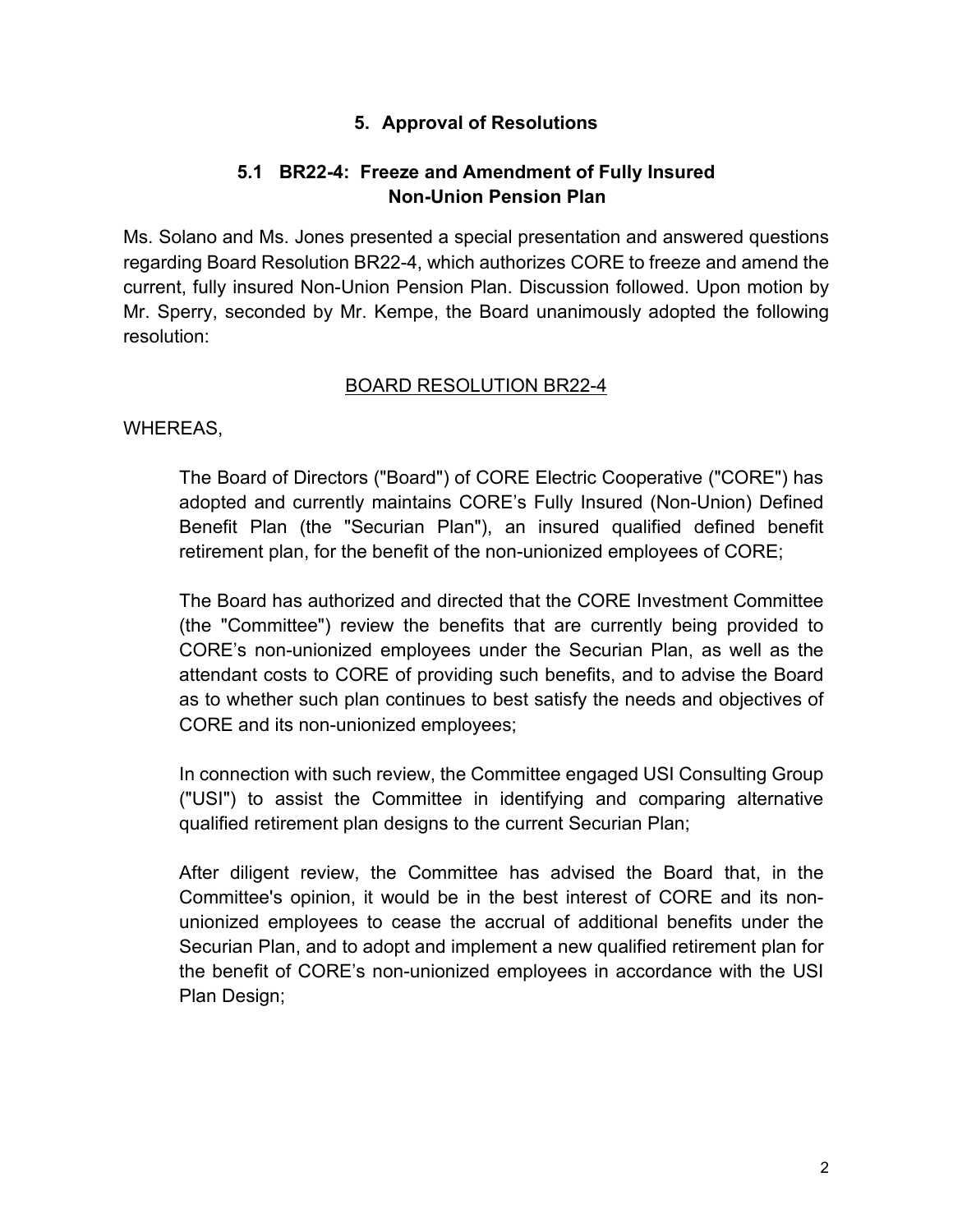## 5. Approval of Resolutions

### 5.1 BR22-4: Freeze and Amendment of Fully Insured Non-Union Pension Plan

Ms. Solano and Ms. Jones presented a special presentation and answered questions regarding Board Resolution BR22-4, which authorizes CORE to freeze and amend the current, fully insured Non-Union Pension Plan. Discussion followed. Upon motion by Mr. Sperry, seconded by Mr. Kempe, the Board unanimously adopted the following resolution:

<u>BOARD RESOLUTION BR22-4</u>

WHEREAS,

> The Board of Directors ("Board") of CORE Electric Cooperative ("CORE") has adopted and currently maintains CORE's Fully Insured (Non-Union) Defined Benefit Plan (the "Securian Plan"), an insured qualified defined benefit retirement plan, for the benefit of the non-unionized employees of CORE;
>
> The Board has authorized and directed that the CORE Investment Committee (the "Committee") review the benefits that are currently being provided to CORE's non-unionized employees under the Securian Plan, as well as the attendant costs to CORE of providing such benefits, and to advise the Board as to whether such plan continues to best satisfy the needs and objectives of CORE and its non-unionized employees;
>
> In connection with such review, the Committee engaged USI Consulting Group ("USI") to assist the Committee in identifying and comparing alternative qualified retirement plan designs to the current Securian Plan;
>
> After diligent review, the Committee has advised the Board that, in the Committee's opinion, it would be in the best interest of CORE and its non-unionized employees to cease the accrual of additional benefits under the Securian Plan, and to adopt and implement a new qualified retirement plan for the benefit of CORE's non-unionized employees in accordance with the USI Plan Design;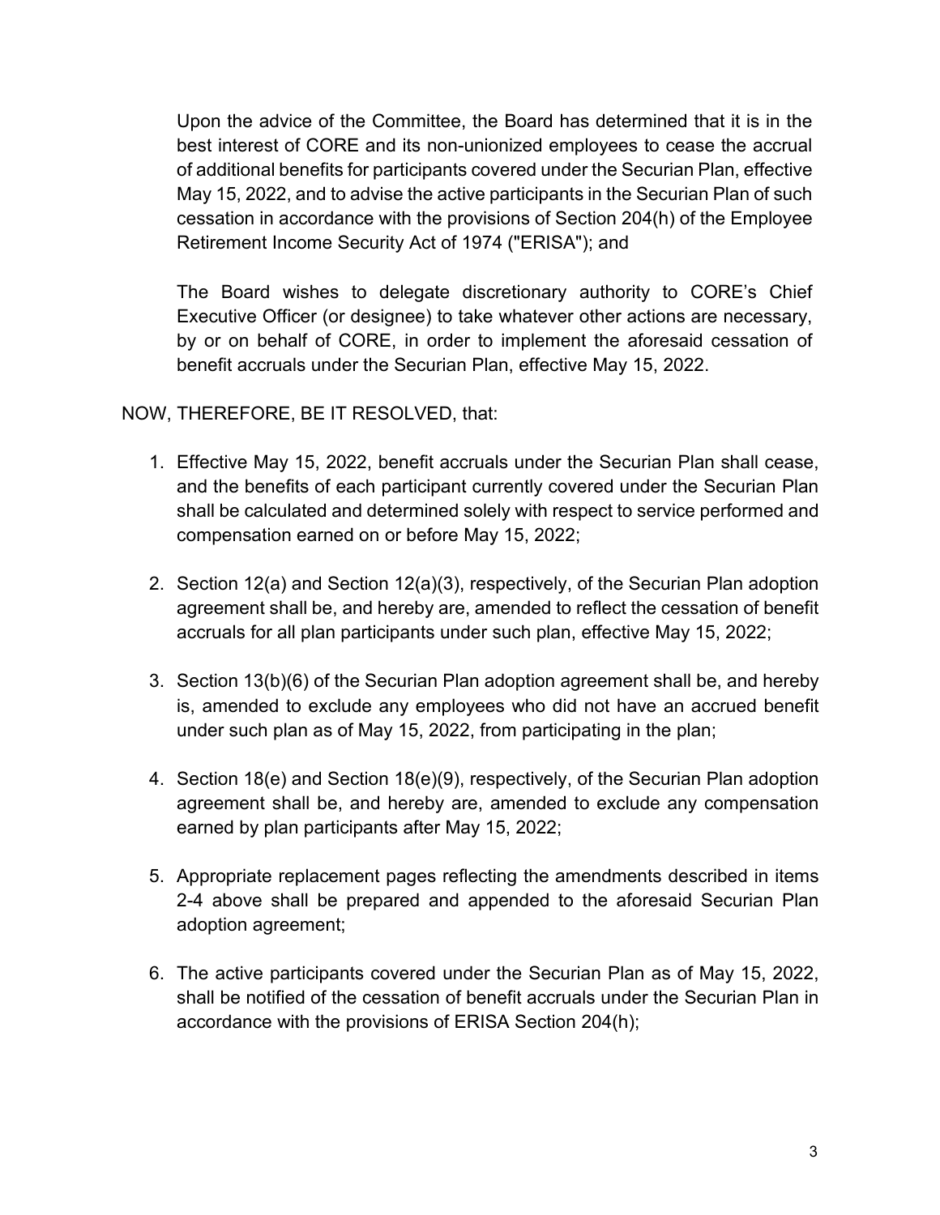Upon the advice of the Committee, the Board has determined that it is in the best interest of CORE and its non-unionized employees to cease the accrual of additional benefits for participants covered under the Securian Plan, effective May 15, 2022, and to advise the active participants in the Securian Plan of such cessation in accordance with the provisions of Section 204(h) of the Employee Retirement Income Security Act of 1974 ("ERISA"); and

The Board wishes to delegate discretionary authority to CORE's Chief Executive Officer (or designee) to take whatever other actions are necessary, by or on behalf of CORE, in order to implement the aforesaid cessation of benefit accruals under the Securian Plan, effective May 15, 2022.

NOW, THEREFORE, BE IT RESOLVED, that:

1. Effective May 15, 2022, benefit accruals under the Securian Plan shall cease, and the benefits of each participant currently covered under the Securian Plan shall be calculated and determined solely with respect to service performed and compensation earned on or before May 15, 2022;

2. Section 12(a) and Section 12(a)(3), respectively, of the Securian Plan adoption agreement shall be, and hereby are, amended to reflect the cessation of benefit accruals for all plan participants under such plan, effective May 15, 2022;

3. Section 13(b)(6) of the Securian Plan adoption agreement shall be, and hereby is, amended to exclude any employees who did not have an accrued benefit under such plan as of May 15, 2022, from participating in the plan;

4. Section 18(e) and Section 18(e)(9), respectively, of the Securian Plan adoption agreement shall be, and hereby are, amended to exclude any compensation earned by plan participants after May 15, 2022;

5. Appropriate replacement pages reflecting the amendments described in items 2-4 above shall be prepared and appended to the aforesaid Securian Plan adoption agreement;

6. The active participants covered under the Securian Plan as of May 15, 2022, shall be notified of the cessation of benefit accruals under the Securian Plan in accordance with the provisions of ERISA Section 204(h);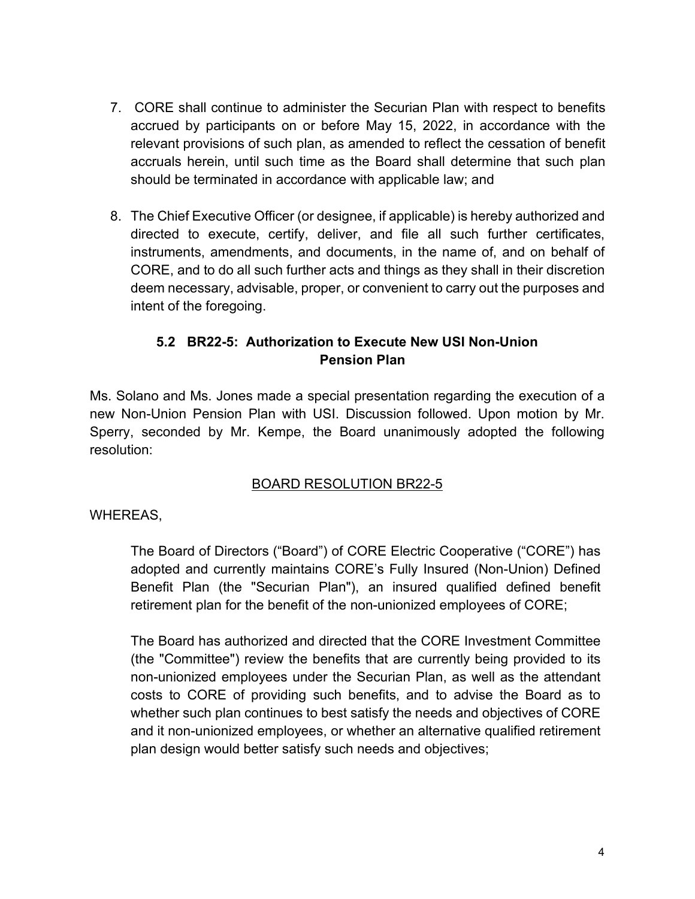7. CORE shall continue to administer the Securian Plan with respect to benefits accrued by participants on or before May 15, 2022, in accordance with the relevant provisions of such plan, as amended to reflect the cessation of benefit accruals herein, until such time as the Board shall determine that such plan should be terminated in accordance with applicable law; and

8. The Chief Executive Officer (or designee, if applicable) is hereby authorized and directed to execute, certify, deliver, and file all such further certificates, instruments, amendments, and documents, in the name of, and on behalf of CORE, and to do all such further acts and things as they shall in their discretion deem necessary, advisable, proper, or convenient to carry out the purposes and intent of the foregoing.

### 5.2 BR22-5: Authorization to Execute New USI Non-Union Pension Plan

Ms. Solano and Ms. Jones made a special presentation regarding the execution of a new Non-Union Pension Plan with USI. Discussion followed. Upon motion by Mr. Sperry, seconded by Mr. Kempe, the Board unanimously adopted the following resolution:

<u>BOARD RESOLUTION BR22-5</u>

WHEREAS,

The Board of Directors ("Board") of CORE Electric Cooperative ("CORE") has adopted and currently maintains CORE's Fully Insured (Non-Union) Defined Benefit Plan (the "Securian Plan"), an insured qualified defined benefit retirement plan for the benefit of the non-unionized employees of CORE;

The Board has authorized and directed that the CORE Investment Committee (the "Committee") review the benefits that are currently being provided to its non-unionized employees under the Securian Plan, as well as the attendant costs to CORE of providing such benefits, and to advise the Board as to whether such plan continues to best satisfy the needs and objectives of CORE and it non-unionized employees, or whether an alternative qualified retirement plan design would better satisfy such needs and objectives;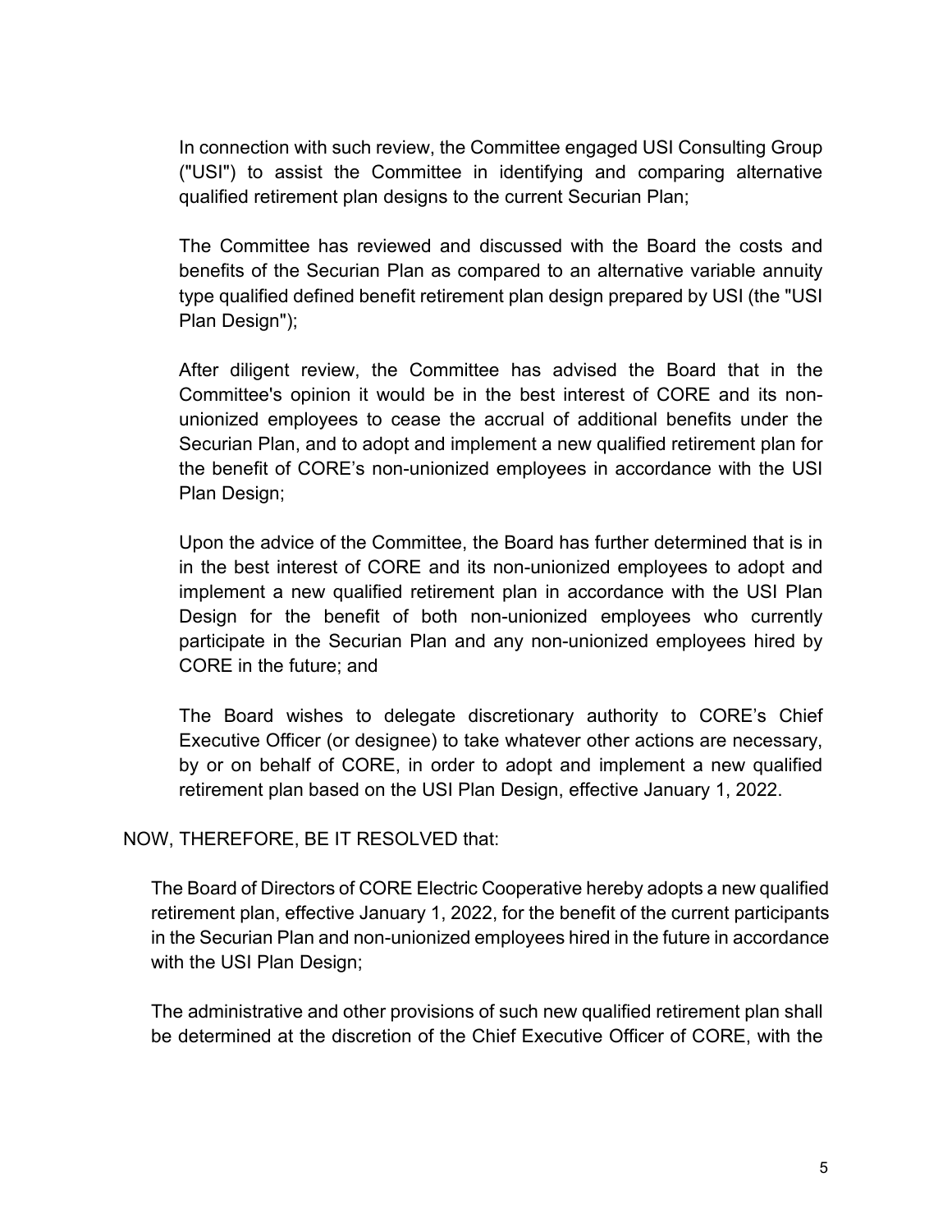In connection with such review, the Committee engaged USI Consulting Group ("USI") to assist the Committee in identifying and comparing alternative qualified retirement plan designs to the current Securian Plan;

The Committee has reviewed and discussed with the Board the costs and benefits of the Securian Plan as compared to an alternative variable annuity type qualified defined benefit retirement plan design prepared by USI (the "USI Plan Design");

After diligent review, the Committee has advised the Board that in the Committee's opinion it would be in the best interest of CORE and its non-unionized employees to cease the accrual of additional benefits under the Securian Plan, and to adopt and implement a new qualified retirement plan for the benefit of CORE's non-unionized employees in accordance with the USI Plan Design;

Upon the advice of the Committee, the Board has further determined that is in in the best interest of CORE and its non-unionized employees to adopt and implement a new qualified retirement plan in accordance with the USI Plan Design for the benefit of both non-unionized employees who currently participate in the Securian Plan and any non-unionized employees hired by CORE in the future; and

The Board wishes to delegate discretionary authority to CORE's Chief Executive Officer (or designee) to take whatever other actions are necessary, by or on behalf of CORE, in order to adopt and implement a new qualified retirement plan based on the USI Plan Design, effective January 1, 2022.

NOW, THEREFORE, BE IT RESOLVED that:

The Board of Directors of CORE Electric Cooperative hereby adopts a new qualified retirement plan, effective January 1, 2022, for the benefit of the current participants in the Securian Plan and non-unionized employees hired in the future in accordance with the USI Plan Design;

The administrative and other provisions of such new qualified retirement plan shall be determined at the discretion of the Chief Executive Officer of CORE, with the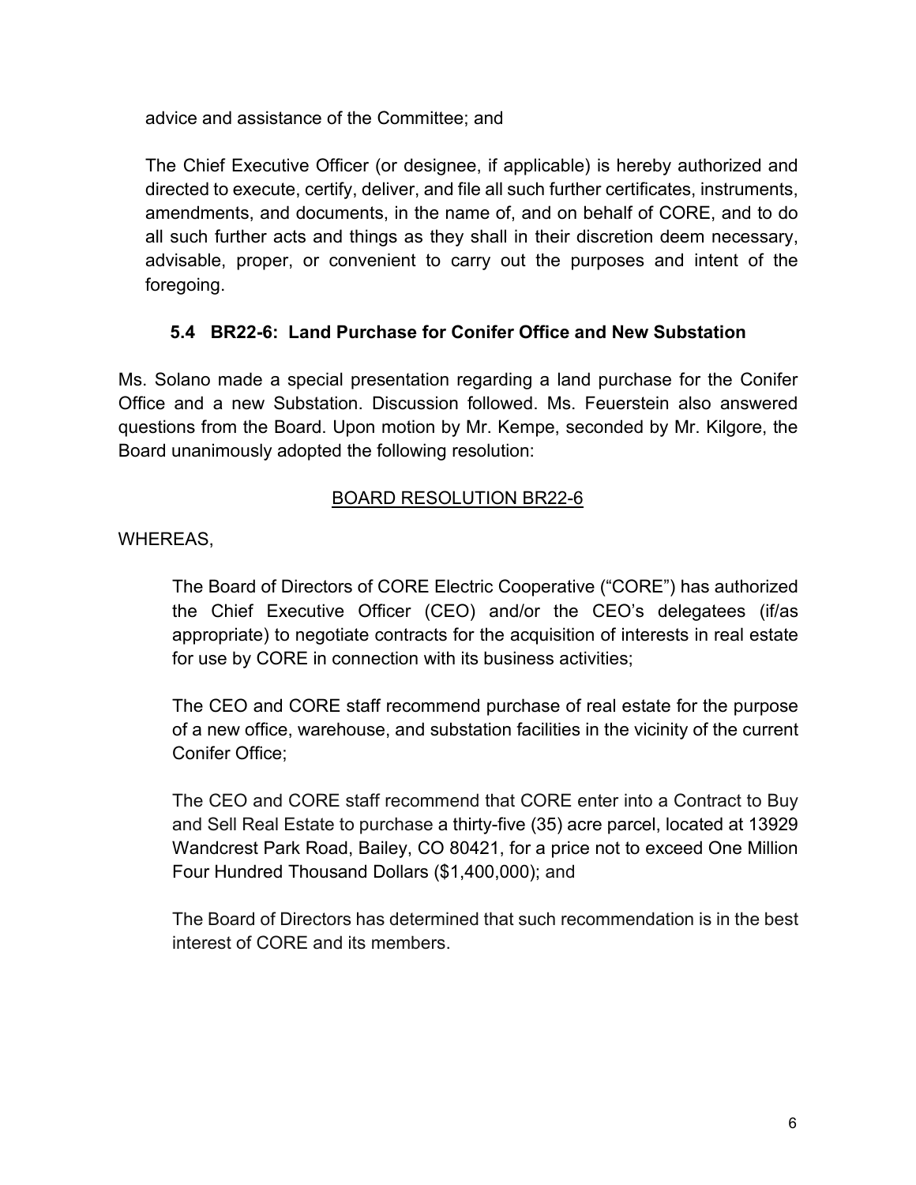advice and assistance of the Committee; and

The Chief Executive Officer (or designee, if applicable) is hereby authorized and directed to execute, certify, deliver, and file all such further certificates, instruments, amendments, and documents, in the name of, and on behalf of CORE, and to do all such further acts and things as they shall in their discretion deem necessary, advisable, proper, or convenient to carry out the purposes and intent of the foregoing.

### 5.4 BR22-6: Land Purchase for Conifer Office and New Substation

Ms. Solano made a special presentation regarding a land purchase for the Conifer Office and a new Substation. Discussion followed. Ms. Feuerstein also answered questions from the Board. Upon motion by Mr. Kempe, seconded by Mr. Kilgore, the Board unanimously adopted the following resolution:

BOARD RESOLUTION BR22-6

WHEREAS,

The Board of Directors of CORE Electric Cooperative ("CORE") has authorized the Chief Executive Officer (CEO) and/or the CEO's delegatees (if/as appropriate) to negotiate contracts for the acquisition of interests in real estate for use by CORE in connection with its business activities;

The CEO and CORE staff recommend purchase of real estate for the purpose of a new office, warehouse, and substation facilities in the vicinity of the current Conifer Office;

The CEO and CORE staff recommend that CORE enter into a Contract to Buy and Sell Real Estate to purchase a thirty-five (35) acre parcel, located at 13929 Wandcrest Park Road, Bailey, CO 80421, for a price not to exceed One Million Four Hundred Thousand Dollars ($1,400,000); and

The Board of Directors has determined that such recommendation is in the best interest of CORE and its members.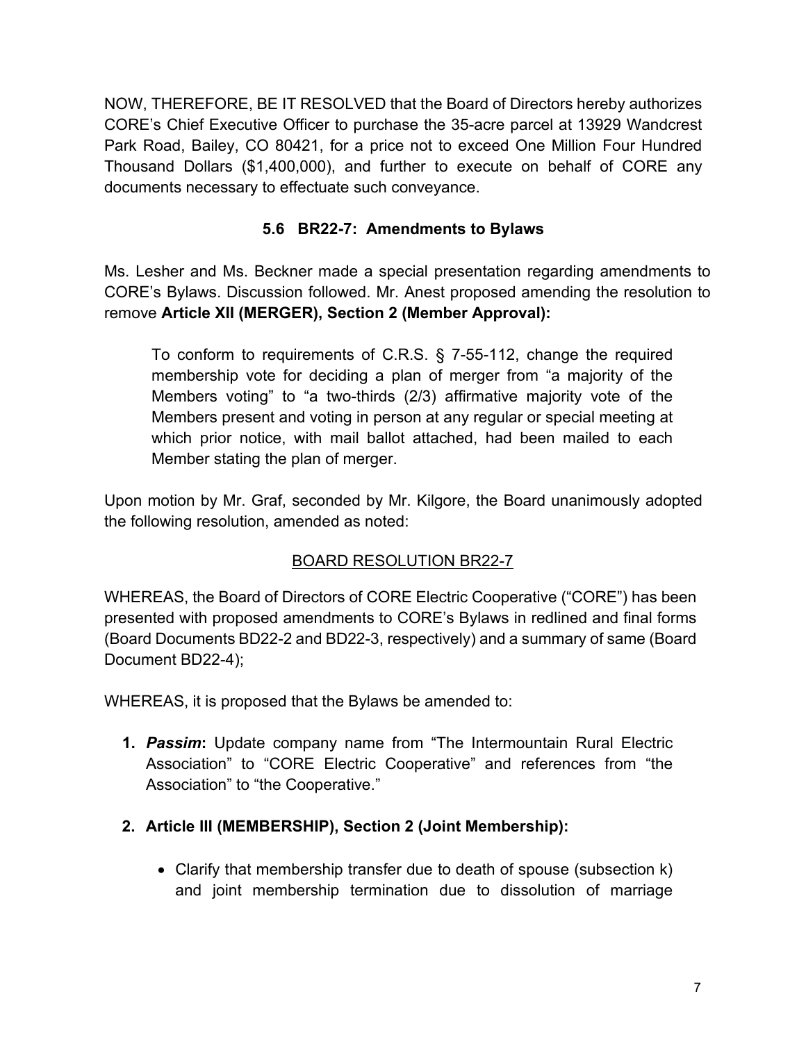NOW, THEREFORE, BE IT RESOLVED that the Board of Directors hereby authorizes CORE's Chief Executive Officer to purchase the 35-acre parcel at 13929 Wandcrest Park Road, Bailey, CO 80421, for a price not to exceed One Million Four Hundred Thousand Dollars ($1,400,000), and further to execute on behalf of CORE any documents necessary to effectuate such conveyance.

### 5.6 BR22-7: Amendments to Bylaws

Ms. Lesher and Ms. Beckner made a special presentation regarding amendments to CORE's Bylaws. Discussion followed. Mr. Anest proposed amending the resolution to remove **Article XII (MERGER), Section 2 (Member Approval):**

> To conform to requirements of C.R.S. § 7-55-112, change the required membership vote for deciding a plan of merger from "a majority of the Members voting" to "a two-thirds (2/3) affirmative majority vote of the Members present and voting in person at any regular or special meeting at which prior notice, with mail ballot attached, had been mailed to each Member stating the plan of merger.

Upon motion by Mr. Graf, seconded by Mr. Kilgore, the Board unanimously adopted the following resolution, amended as noted:

<u>BOARD RESOLUTION BR22-7</u>

WHEREAS, the Board of Directors of CORE Electric Cooperative ("CORE") has been presented with proposed amendments to CORE's Bylaws in redlined and final forms (Board Documents BD22-2 and BD22-3, respectively) and a summary of same (Board Document BD22-4);

WHEREAS, it is proposed that the Bylaws be amended to:

1. ***Passim*:** Update company name from "The Intermountain Rural Electric Association" to "CORE Electric Cooperative" and references from "the Association" to "the Cooperative."

2. **Article III (MEMBERSHIP), Section 2 (Joint Membership):**

   - Clarify that membership transfer due to death of spouse (subsection k) and joint membership termination due to dissolution of marriage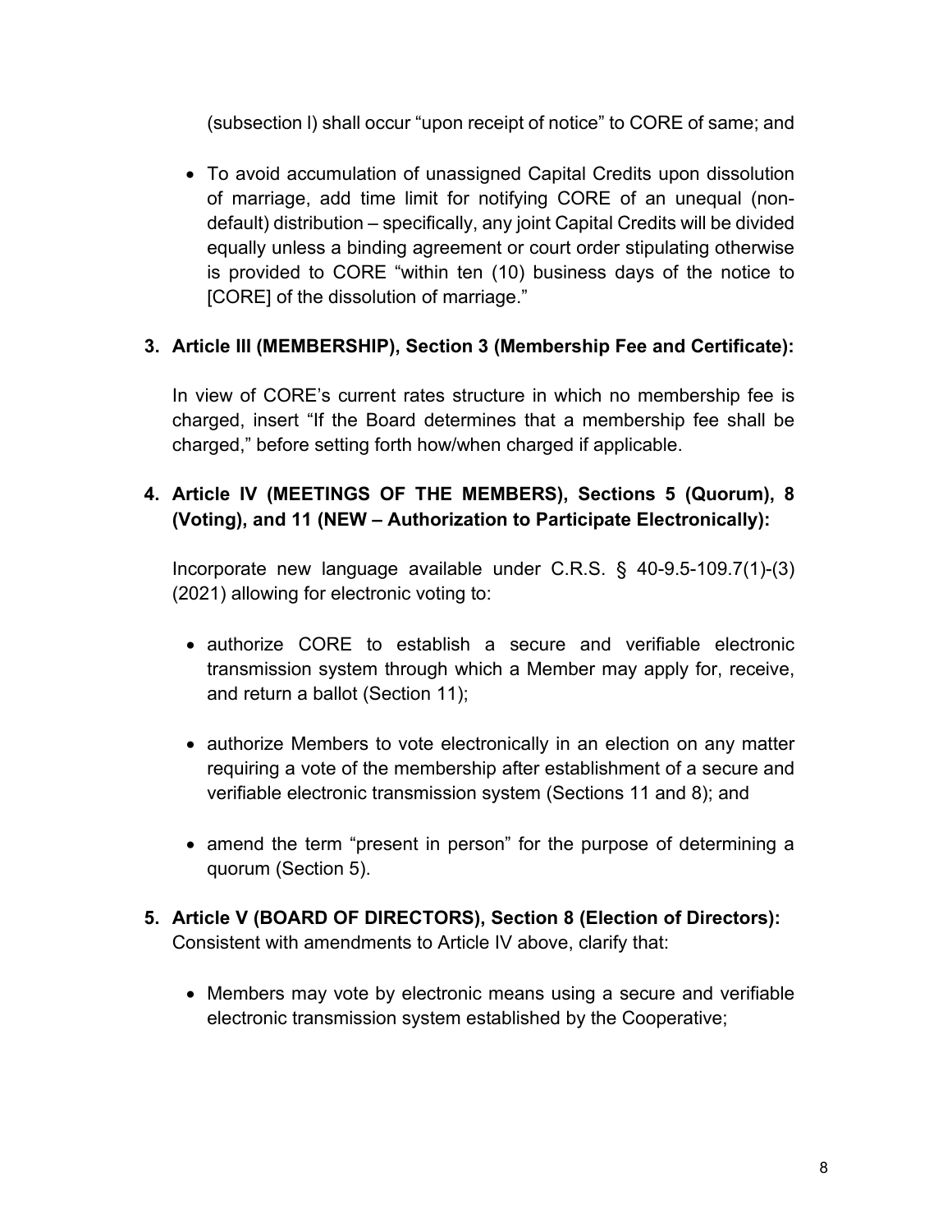(subsection l) shall occur "upon receipt of notice" to CORE of same; and

- To avoid accumulation of unassigned Capital Credits upon dissolution of marriage, add time limit for notifying CORE of an unequal (non-default) distribution – specifically, any joint Capital Credits will be divided equally unless a binding agreement or court order stipulating otherwise is provided to CORE "within ten (10) business days of the notice to [CORE] of the dissolution of marriage."

**3. Article III (MEMBERSHIP), Section 3 (Membership Fee and Certificate):**

In view of CORE's current rates structure in which no membership fee is charged, insert "If the Board determines that a membership fee shall be charged," before setting forth how/when charged if applicable.

**4. Article IV (MEETINGS OF THE MEMBERS), Sections 5 (Quorum), 8 (Voting), and 11 (NEW – Authorization to Participate Electronically):**

Incorporate new language available under C.R.S. § 40-9.5-109.7(1)-(3) (2021) allowing for electronic voting to:

- authorize CORE to establish a secure and verifiable electronic transmission system through which a Member may apply for, receive, and return a ballot (Section 11);
- authorize Members to vote electronically in an election on any matter requiring a vote of the membership after establishment of a secure and verifiable electronic transmission system (Sections 11 and 8); and
- amend the term "present in person" for the purpose of determining a quorum (Section 5).

**5. Article V (BOARD OF DIRECTORS), Section 8 (Election of Directors):** Consistent with amendments to Article IV above, clarify that:

- Members may vote by electronic means using a secure and verifiable electronic transmission system established by the Cooperative;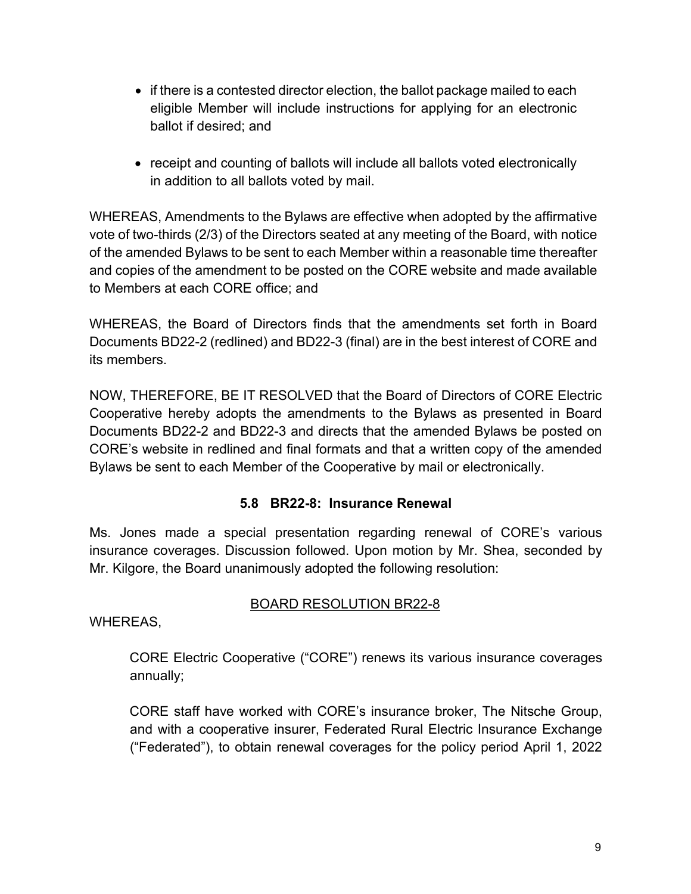- if there is a contested director election, the ballot package mailed to each eligible Member will include instructions for applying for an electronic ballot if desired; and

- receipt and counting of ballots will include all ballots voted electronically in addition to all ballots voted by mail.

WHEREAS, Amendments to the Bylaws are effective when adopted by the affirmative vote of two-thirds (2/3) of the Directors seated at any meeting of the Board, with notice of the amended Bylaws to be sent to each Member within a reasonable time thereafter and copies of the amendment to be posted on the CORE website and made available to Members at each CORE office; and

WHEREAS, the Board of Directors finds that the amendments set forth in Board Documents BD22-2 (redlined) and BD22-3 (final) are in the best interest of CORE and its members.

NOW, THEREFORE, BE IT RESOLVED that the Board of Directors of CORE Electric Cooperative hereby adopts the amendments to the Bylaws as presented in Board Documents BD22-2 and BD22-3 and directs that the amended Bylaws be posted on CORE's website in redlined and final formats and that a written copy of the amended Bylaws be sent to each Member of the Cooperative by mail or electronically.

### 5.8 BR22-8: Insurance Renewal

Ms. Jones made a special presentation regarding renewal of CORE's various insurance coverages. Discussion followed. Upon motion by Mr. Shea, seconded by Mr. Kilgore, the Board unanimously adopted the following resolution:

BOARD RESOLUTION BR22-8

WHEREAS,

CORE Electric Cooperative ("CORE") renews its various insurance coverages annually;

CORE staff have worked with CORE's insurance broker, The Nitsche Group, and with a cooperative insurer, Federated Rural Electric Insurance Exchange ("Federated"), to obtain renewal coverages for the policy period April 1, 2022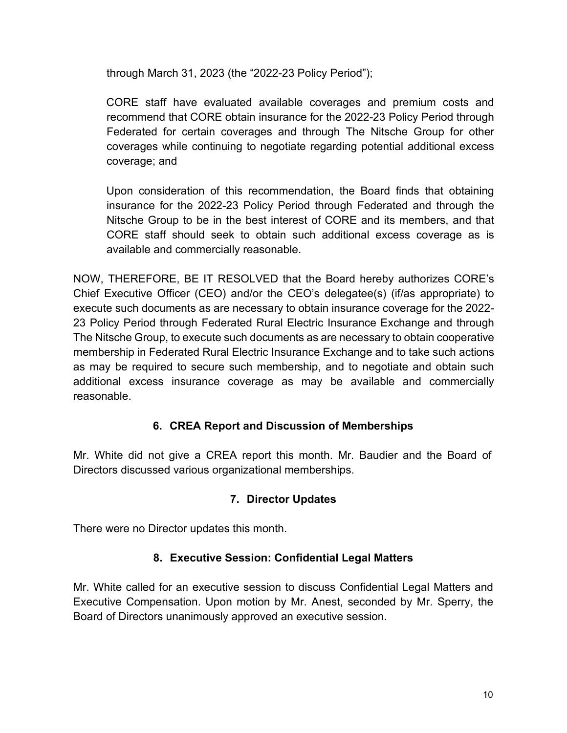through March 31, 2023 (the “2022-23 Policy Period”);

CORE staff have evaluated available coverages and premium costs and recommend that CORE obtain insurance for the 2022-23 Policy Period through Federated for certain coverages and through The Nitsche Group for other coverages while continuing to negotiate regarding potential additional excess coverage; and

Upon consideration of this recommendation, the Board finds that obtaining insurance for the 2022-23 Policy Period through Federated and through the Nitsche Group to be in the best interest of CORE and its members, and that CORE staff should seek to obtain such additional excess coverage as is available and commercially reasonable.

NOW, THEREFORE, BE IT RESOLVED that the Board hereby authorizes CORE’s Chief Executive Officer (CEO) and/or the CEO’s delegatee(s) (if/as appropriate) to execute such documents as are necessary to obtain insurance coverage for the 2022-23 Policy Period through Federated Rural Electric Insurance Exchange and through The Nitsche Group, to execute such documents as are necessary to obtain cooperative membership in Federated Rural Electric Insurance Exchange and to take such actions as may be required to secure such membership, and to negotiate and obtain such additional excess insurance coverage as may be available and commercially reasonable.

### 6. CREA Report and Discussion of Memberships

Mr. White did not give a CREA report this month. Mr. Baudier and the Board of Directors discussed various organizational memberships.

### 7. Director Updates

There were no Director updates this month.

### 8. Executive Session: Confidential Legal Matters

Mr. White called for an executive session to discuss Confidential Legal Matters and Executive Compensation. Upon motion by Mr. Anest, seconded by Mr. Sperry, the Board of Directors unanimously approved an executive session.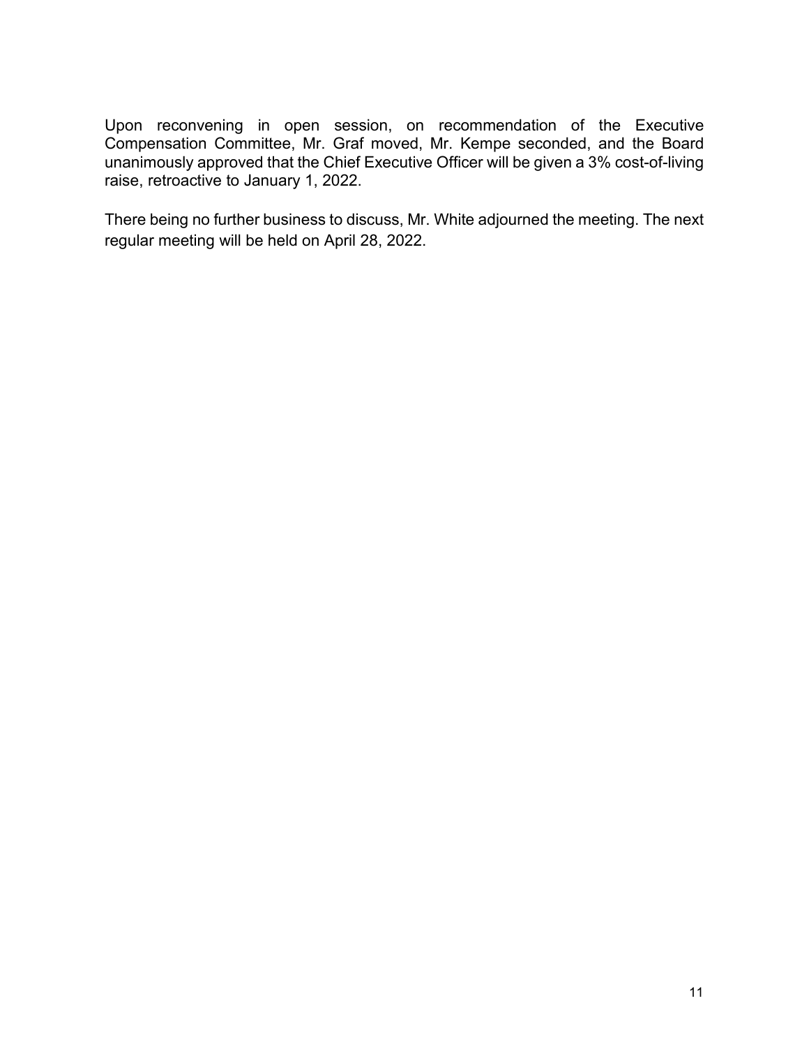Upon reconvening in open session, on recommendation of the Executive Compensation Committee, Mr. Graf moved, Mr. Kempe seconded, and the Board unanimously approved that the Chief Executive Officer will be given a 3% cost-of-living raise, retroactive to January 1, 2022.

There being no further business to discuss, Mr. White adjourned the meeting. The next regular meeting will be held on April 28, 2022.